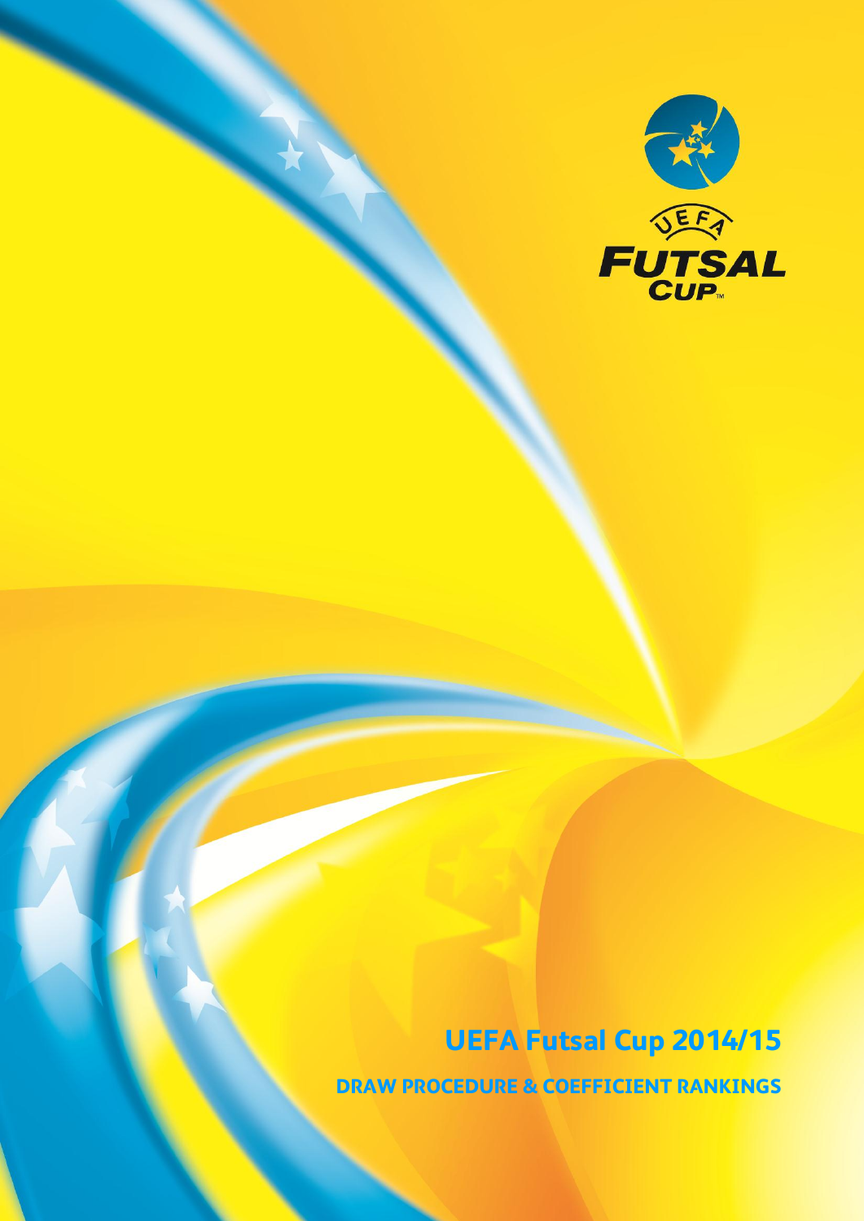# UEFA Futsal Cup 2014/15

## DRAW PROCEDURE & COEFFICIENT RANKINGS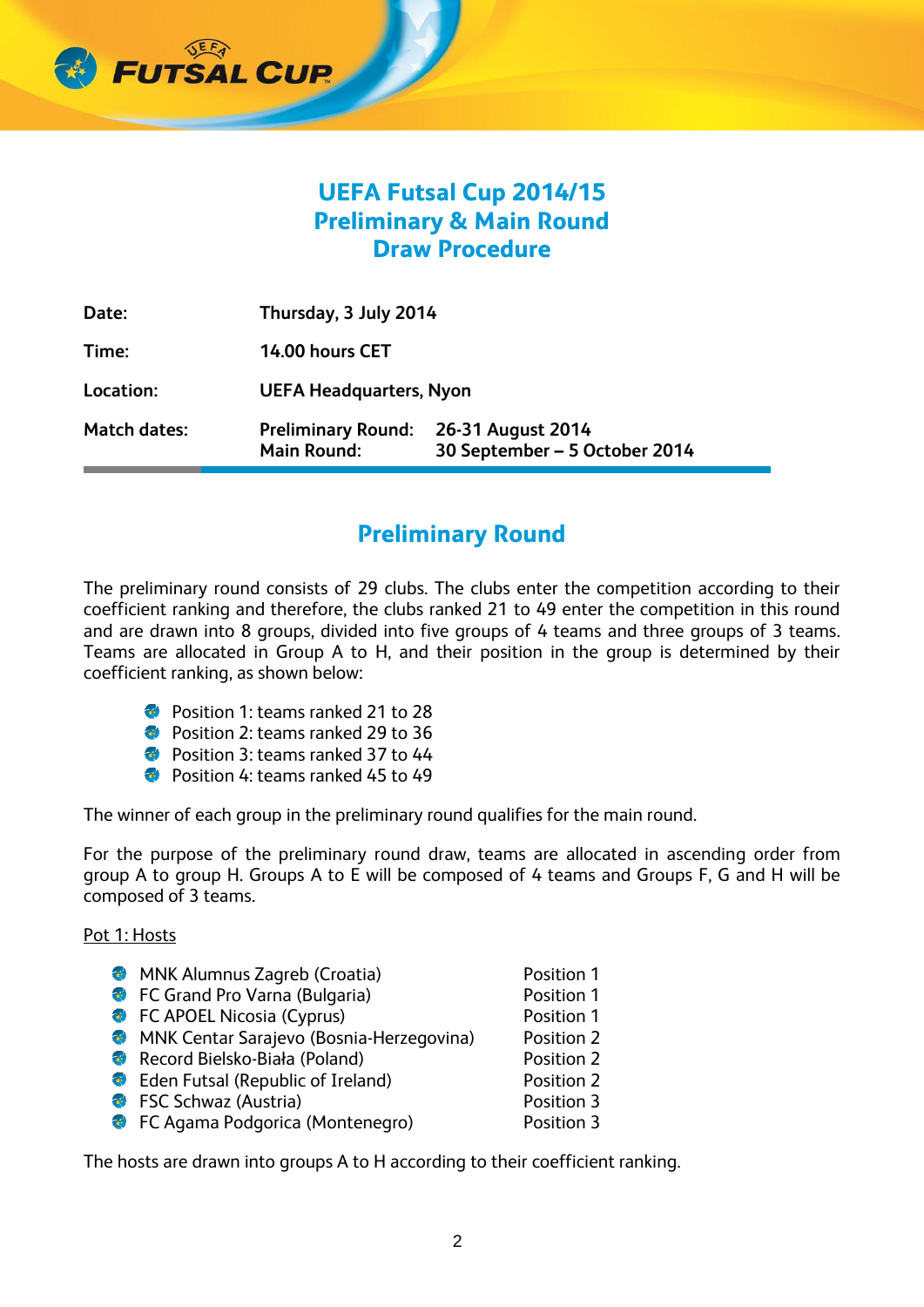# UEFA Futsal Cup 2014/15
# Preliminary & Main Round
# Draw Procedure

| | | |
|---|---|---|
| **Date:** | **Thursday, 3 July 2014** | |
| **Time:** | **14.00 hours CET** | |
| **Location:** | **UEFA Headquarters, Nyon** | |
| **Match dates:** | **Preliminary Round:** | **26-31 August 2014** |
| | **Main Round:** | **30 September – 5 October 2014** |

## Preliminary Round

The preliminary round consists of 29 clubs. The clubs enter the competition according to their coefficient ranking and therefore, the clubs ranked 21 to 49 enter the competition in this round and are drawn into 8 groups, divided into five groups of 4 teams and three groups of 3 teams. Teams are allocated in Group A to H, and their position in the group is determined by their coefficient ranking, as shown below:

- Position 1: teams ranked 21 to 28
- Position 2: teams ranked 29 to 36
- Position 3: teams ranked 37 to 44
- Position 4: teams ranked 45 to 49

The winner of each group in the preliminary round qualifies for the main round.

For the purpose of the preliminary round draw, teams are allocated in ascending order from group A to group H. Groups A to E will be composed of 4 teams and Groups F, G and H will be composed of 3 teams.

Pot 1: Hosts

| | |
|---|---|
| MNK Alumnus Zagreb (Croatia) | Position 1 |
| FC Grand Pro Varna (Bulgaria) | Position 1 |
| FC APOEL Nicosia (Cyprus) | Position 1 |
| MNK Centar Sarajevo (Bosnia-Herzegovina) | Position 2 |
| Record Bielsko-Biała (Poland) | Position 2 |
| Eden Futsal (Republic of Ireland) | Position 2 |
| FSC Schwaz (Austria) | Position 3 |
| FC Agama Podgorica (Montenegro) | Position 3 |

The hosts are drawn into groups A to H according to their coefficient ranking.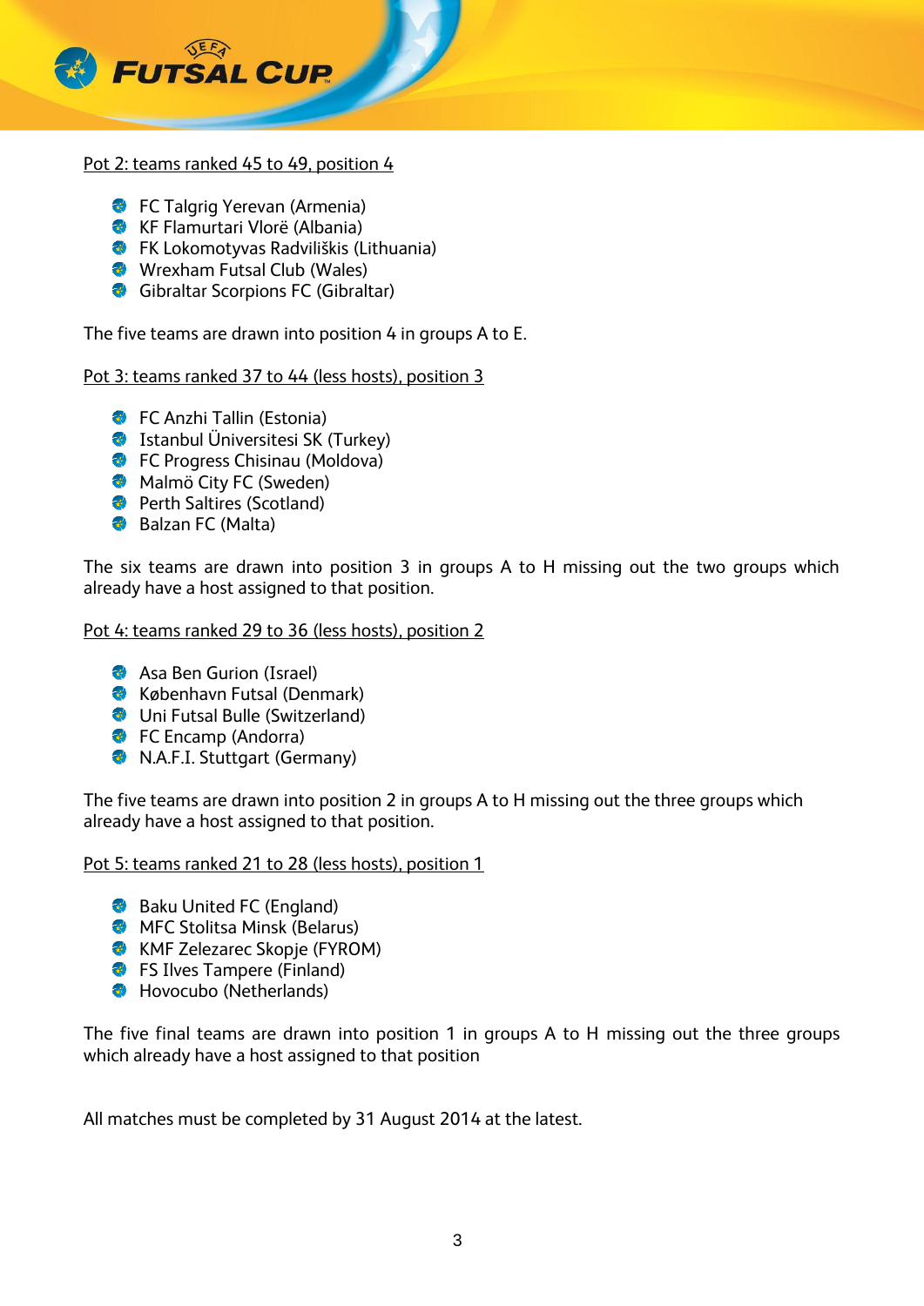Pot 2: teams ranked 45 to 49, position 4

- FC Talgrig Yerevan (Armenia)
- KF Flamurtari Vlorë (Albania)
- FK Lokomotyvas Radviliškis (Lithuania)
- Wrexham Futsal Club (Wales)
- Gibraltar Scorpions FC (Gibraltar)

The five teams are drawn into position 4 in groups A to E.

Pot 3: teams ranked 37 to 44 (less hosts), position 3

- FC Anzhi Tallin (Estonia)
- Istanbul Üniversitesi SK (Turkey)
- FC Progress Chisinau (Moldova)
- Malmö City FC (Sweden)
- Perth Saltires (Scotland)
- Balzan FC (Malta)

The six teams are drawn into position 3 in groups A to H missing out the two groups which already have a host assigned to that position.

Pot 4: teams ranked 29 to 36 (less hosts), position 2

- Asa Ben Gurion (Israel)
- København Futsal (Denmark)
- Uni Futsal Bulle (Switzerland)
- FC Encamp (Andorra)
- N.A.F.I. Stuttgart (Germany)

The five teams are drawn into position 2 in groups A to H missing out the three groups which already have a host assigned to that position.

Pot 5: teams ranked 21 to 28 (less hosts), position 1

- Baku United FC (England)
- MFC Stolitsa Minsk (Belarus)
- KMF Zelezarec Skopje (FYROM)
- FS Ilves Tampere (Finland)
- Hovocubo (Netherlands)

The five final teams are drawn into position 1 in groups A to H missing out the three groups which already have a host assigned to that position

All matches must be completed by 31 August 2014 at the latest.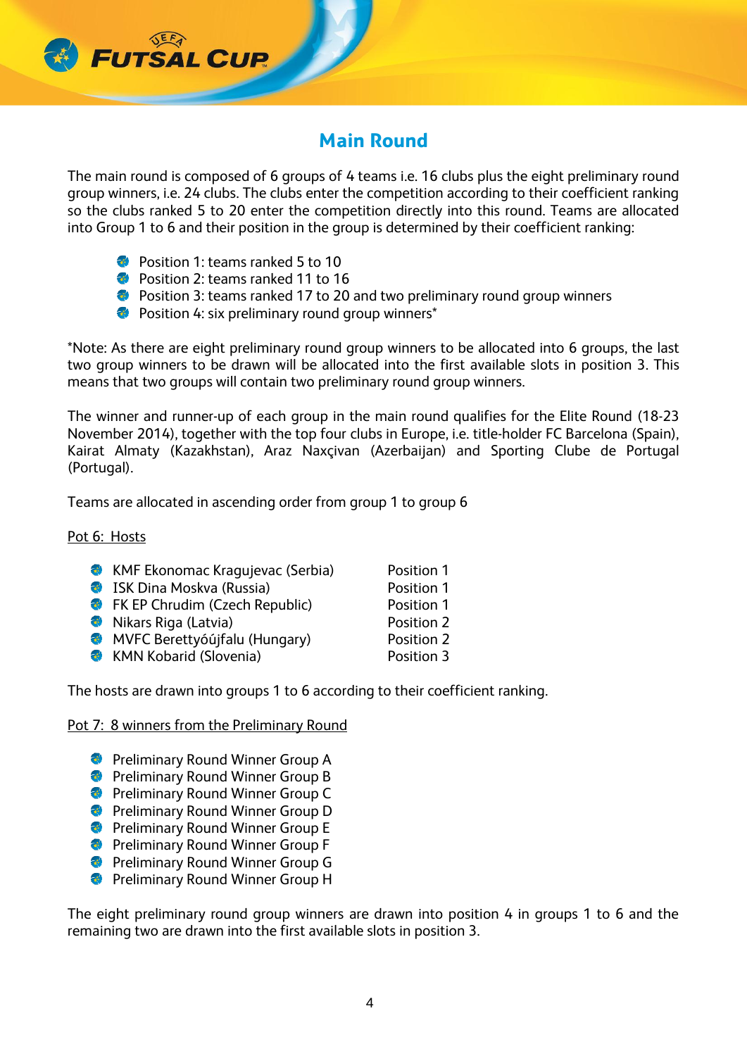## Main Round

The main round is composed of 6 groups of 4 teams i.e. 16 clubs plus the eight preliminary round group winners, i.e. 24 clubs. The clubs enter the competition according to their coefficient ranking so the clubs ranked 5 to 20 enter the competition directly into this round. Teams are allocated into Group 1 to 6 and their position in the group is determined by their coefficient ranking:

- Position 1: teams ranked 5 to 10
- Position 2: teams ranked 11 to 16
- Position 3: teams ranked 17 to 20 and two preliminary round group winners
- Position 4: six preliminary round group winners*

*Note: As there are eight preliminary round group winners to be allocated into 6 groups, the last two group winners to be drawn will be allocated into the first available slots in position 3. This means that two groups will contain two preliminary round group winners.

The winner and runner-up of each group in the main round qualifies for the Elite Round (18-23 November 2014), together with the top four clubs in Europe, i.e. title-holder FC Barcelona (Spain), Kairat Almaty (Kazakhstan), Araz Naxçivan (Azerbaijan) and Sporting Clube de Portugal (Portugal).

Teams are allocated in ascending order from group 1 to group 6

Pot 6: Hosts

| Team | Position |
|---|---|
| KMF Ekonomac Kragujevac (Serbia) | Position 1 |
| ISK Dina Moskva (Russia) | Position 1 |
| FK EP Chrudim (Czech Republic) | Position 1 |
| Nikars Riga (Latvia) | Position 2 |
| MVFC Berettyóújfalu (Hungary) | Position 2 |
| KMN Kobarid (Slovenia) | Position 3 |

The hosts are drawn into groups 1 to 6 according to their coefficient ranking.

Pot 7: 8 winners from the Preliminary Round

- Preliminary Round Winner Group A
- Preliminary Round Winner Group B
- Preliminary Round Winner Group C
- Preliminary Round Winner Group D
- Preliminary Round Winner Group E
- Preliminary Round Winner Group F
- Preliminary Round Winner Group G
- Preliminary Round Winner Group H

The eight preliminary round group winners are drawn into position 4 in groups 1 to 6 and the remaining two are drawn into the first available slots in position 3.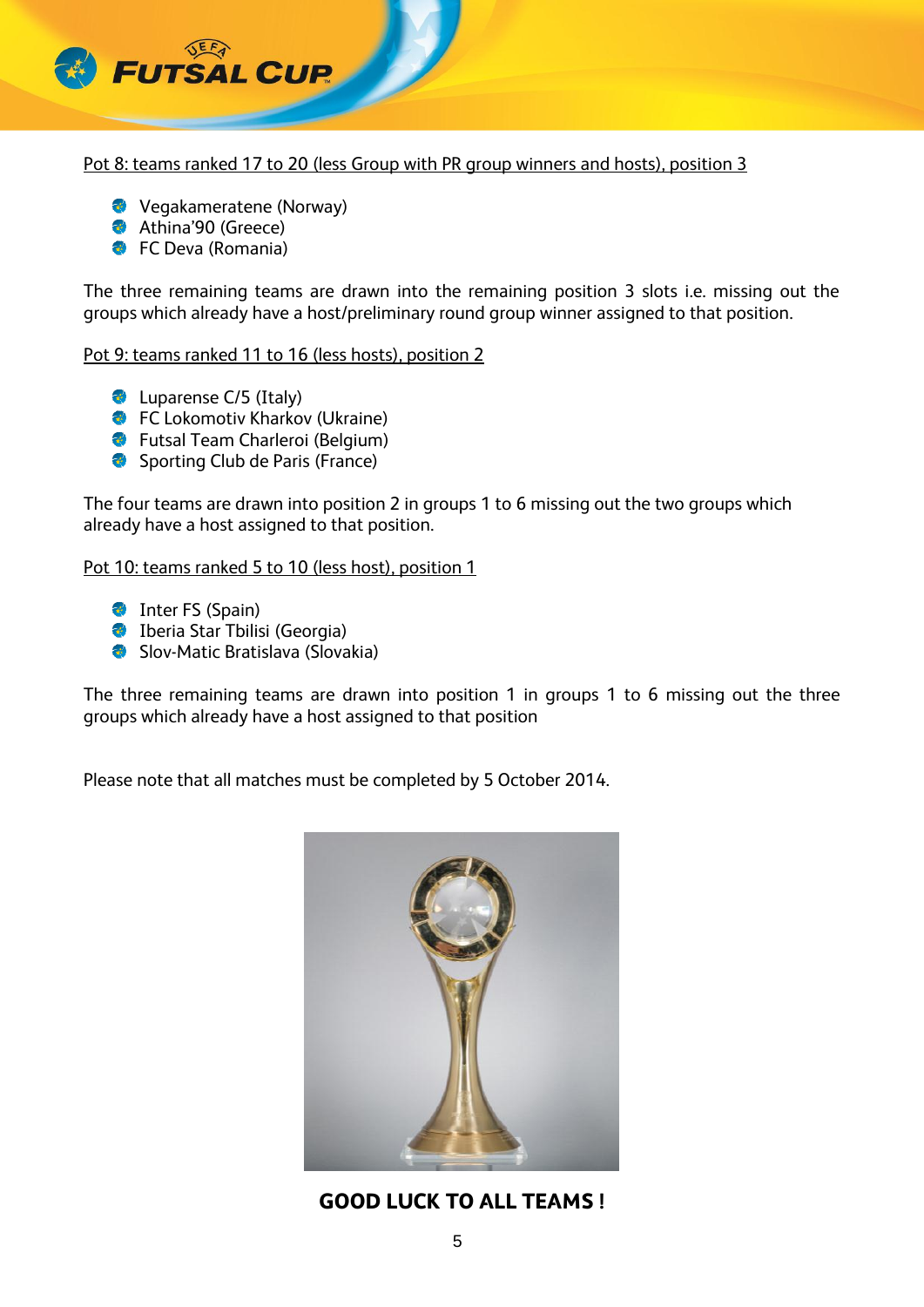Pot 8: teams ranked 17 to 20 (less Group with PR group winners and hosts), position 3

- Vegakameratene (Norway)
- Athina'90 (Greece)
- FC Deva (Romania)

The three remaining teams are drawn into the remaining position 3 slots i.e. missing out the groups which already have a host/preliminary round group winner assigned to that position.

Pot 9: teams ranked 11 to 16 (less hosts), position 2

- Luparense C/5 (Italy)
- FC Lokomotiv Kharkov (Ukraine)
- Futsal Team Charleroi (Belgium)
- Sporting Club de Paris (France)

The four teams are drawn into position 2 in groups 1 to 6 missing out the two groups which already have a host assigned to that position.

Pot 10: teams ranked 5 to 10 (less host), position 1

- Inter FS (Spain)
- Iberia Star Tbilisi (Georgia)
- Slov-Matic Bratislava (Slovakia)

The three remaining teams are drawn into position 1 in groups 1 to 6 missing out the three groups which already have a host assigned to that position

Please note that all matches must be completed by 5 October 2014.

**GOOD LUCK TO ALL TEAMS !**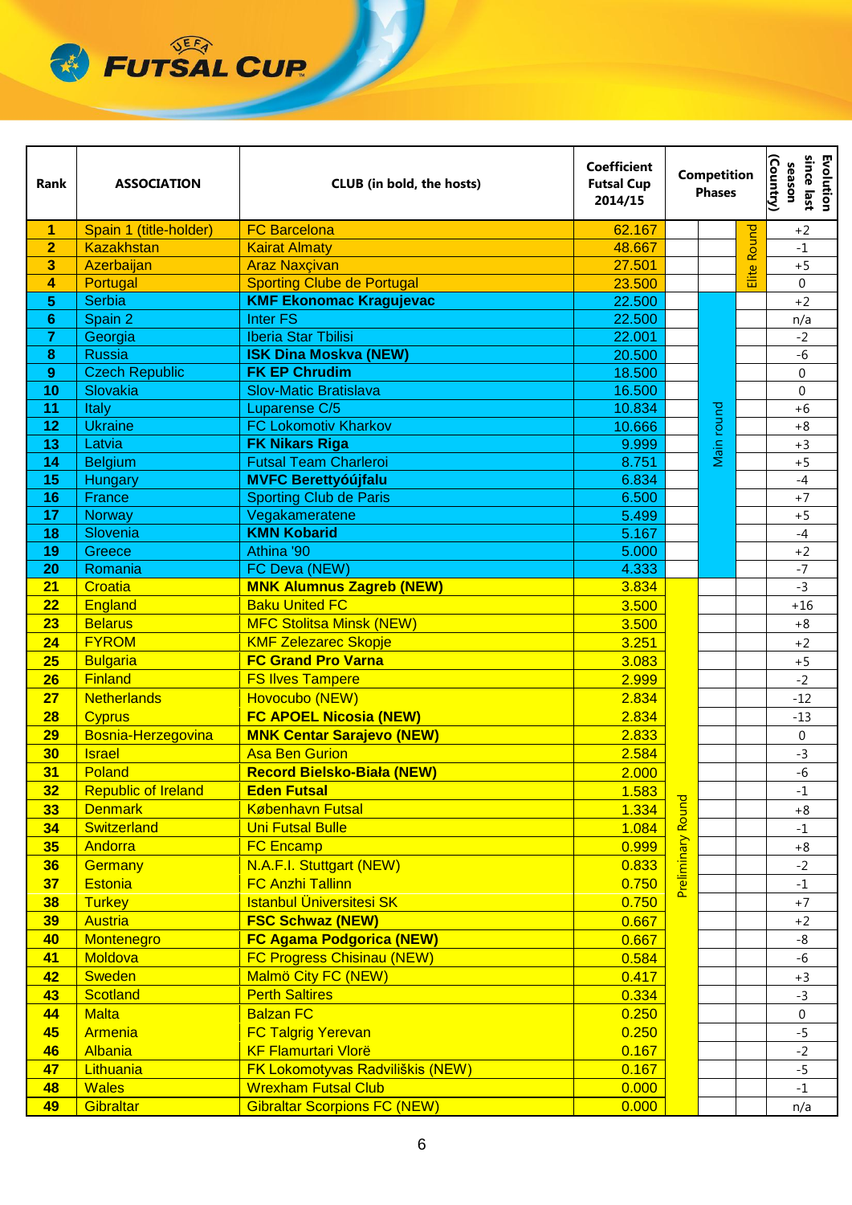# UEFA FUTSAL CUP

| Rank | ASSOCIATION | CLUB (in bold, the hosts) | Coefficient Futsal Cup 2014/15 | Competition Phases | | | Evolution since last season (Country) |
|---|---|---|---|---|---|---|---|
| 1 | Spain 1 (title-holder) | FC Barcelona | 62.167 | | | Elite Round | +2 |
| 2 | Kazakhstan | Kairat Almaty | 48.667 | | | Elite Round | -1 |
| 3 | Azerbaijan | Araz Naxçivan | 27.501 | | | Elite Round | +5 |
| 4 | Portugal | Sporting Clube de Portugal | 23.500 | | | Elite Round | 0 |
| 5 | Serbia | **KMF Ekonomac Kragujevac** | 22.500 | | Main round | | +2 |
| 6 | Spain 2 | Inter FS | 22.500 | | Main round | | n/a |
| 7 | Georgia | Iberia Star Tbilisi | 22.001 | | Main round | | -2 |
| 8 | Russia | **ISK Dina Moskva (NEW)** | 20.500 | | Main round | | -6 |
| 9 | Czech Republic | **FK EP Chrudim** | 18.500 | | Main round | | 0 |
| 10 | Slovakia | Slov-Matic Bratislava | 16.500 | | Main round | | 0 |
| 11 | Italy | Luparense C/5 | 10.834 | | Main round | | +6 |
| 12 | Ukraine | FC Lokomotiv Kharkov | 10.666 | | Main round | | +8 |
| 13 | Latvia | **FK Nikars Riga** | 9.999 | | Main round | | +3 |
| 14 | Belgium | Futsal Team Charleroi | 8.751 | | Main round | | +5 |
| 15 | Hungary | **MVFC Berettyóújfalu** | 6.834 | | Main round | | -4 |
| 16 | France | Sporting Club de Paris | 6.500 | | Main round | | +7 |
| 17 | Norway | Vegakameratene | 5.499 | | Main round | | +5 |
| 18 | Slovenia | **KMN Kobarid** | 5.167 | | Main round | | -4 |
| 19 | Greece | Athina '90 | 5.000 | | Main round | | +2 |
| 20 | Romania | FC Deva (NEW) | 4.333 | | Main round | | -7 |
| 21 | Croatia | **MNK Alumnus Zagreb (NEW)** | 3.834 | Preliminary Round | | | -3 |
| 22 | England | **Baku United FC** | 3.500 | Preliminary Round | | | +16 |
| 23 | Belarus | MFC Stolitsa Minsk (NEW) | 3.500 | Preliminary Round | | | +8 |
| 24 | FYROM | KMF Zelezarec Skopje | 3.251 | Preliminary Round | | | +2 |
| 25 | Bulgaria | **FC Grand Pro Varna** | 3.083 | Preliminary Round | | | +5 |
| 26 | Finland | FS Ilves Tampere | 2.999 | Preliminary Round | | | -2 |
| 27 | Netherlands | Hovocubo (NEW) | 2.834 | Preliminary Round | | | -12 |
| 28 | Cyprus | **FC APOEL Nicosia (NEW)** | 2.834 | Preliminary Round | | | -13 |
| 29 | Bosnia-Herzegovina | **MNK Centar Sarajevo (NEW)** | 2.833 | Preliminary Round | | | 0 |
| 30 | Israel | Asa Ben Gurion | 2.584 | Preliminary Round | | | -3 |
| 31 | Poland | **Record Bielsko-Biała (NEW)** | 2.000 | Preliminary Round | | | -6 |
| 32 | Republic of Ireland | **Eden Futsal** | 1.583 | Preliminary Round | | | -1 |
| 33 | Denmark | København Futsal | 1.334 | Preliminary Round | | | +8 |
| 34 | Switzerland | Uni Futsal Bulle | 1.084 | Preliminary Round | | | -1 |
| 35 | Andorra | FC Encamp | 0.999 | Preliminary Round | | | +8 |
| 36 | Germany | N.A.F.I. Stuttgart (NEW) | 0.833 | Preliminary Round | | | -2 |
| 37 | Estonia | FC Anzhi Tallinn | 0.750 | Preliminary Round | | | -1 |
| 38 | Turkey | Istanbul Üniversitesi SK | 0.750 | Preliminary Round | | | +7 |
| 39 | Austria | **FSC Schwaz (NEW)** | 0.667 | Preliminary Round | | | +2 |
| 40 | Montenegro | **FC Agama Podgorica (NEW)** | 0.667 | Preliminary Round | | | -8 |
| 41 | Moldova | FC Progress Chisinau (NEW) | 0.584 | Preliminary Round | | | -6 |
| 42 | Sweden | Malmö City FC (NEW) | 0.417 | Preliminary Round | | | +3 |
| 43 | Scotland | Perth Saltires | 0.334 | Preliminary Round | | | -3 |
| 44 | Malta | Balzan FC | 0.250 | Preliminary Round | | | 0 |
| 45 | Armenia | FC Talgrig Yerevan | 0.250 | Preliminary Round | | | -5 |
| 46 | Albania | KF Flamurtari Vlorë | 0.167 | Preliminary Round | | | -2 |
| 47 | Lithuania | FK Lokomotyvas Radviliškis (NEW) | 0.167 | Preliminary Round | | | -5 |
| 48 | Wales | Wrexham Futsal Club | 0.000 | Preliminary Round | | | -1 |
| 49 | Gibraltar | Gibraltar Scorpions FC (NEW) | 0.000 | Preliminary Round | | | n/a |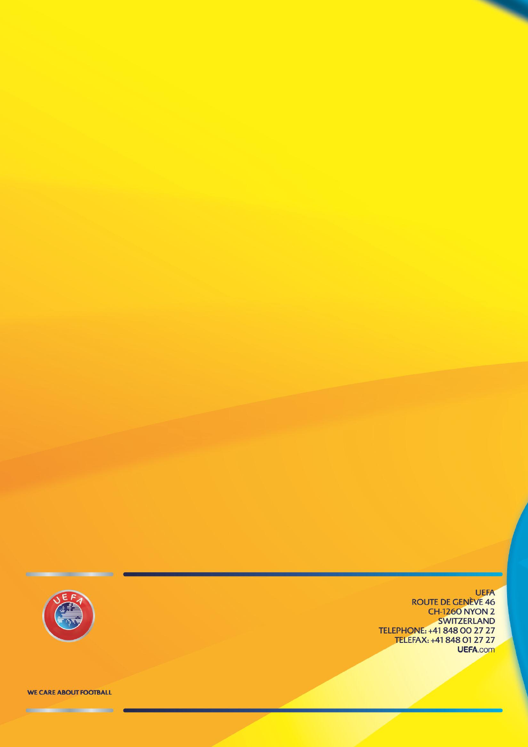UEFA
ROUTE DE GENÈVE 46
CH-1260 NYON 2
SWITZERLAND
TELEPHONE: +41 848 00 27 27
TELEFAX: +41 848 01 27 27
UEFA.com

WE CARE ABOUT FOOTBALL